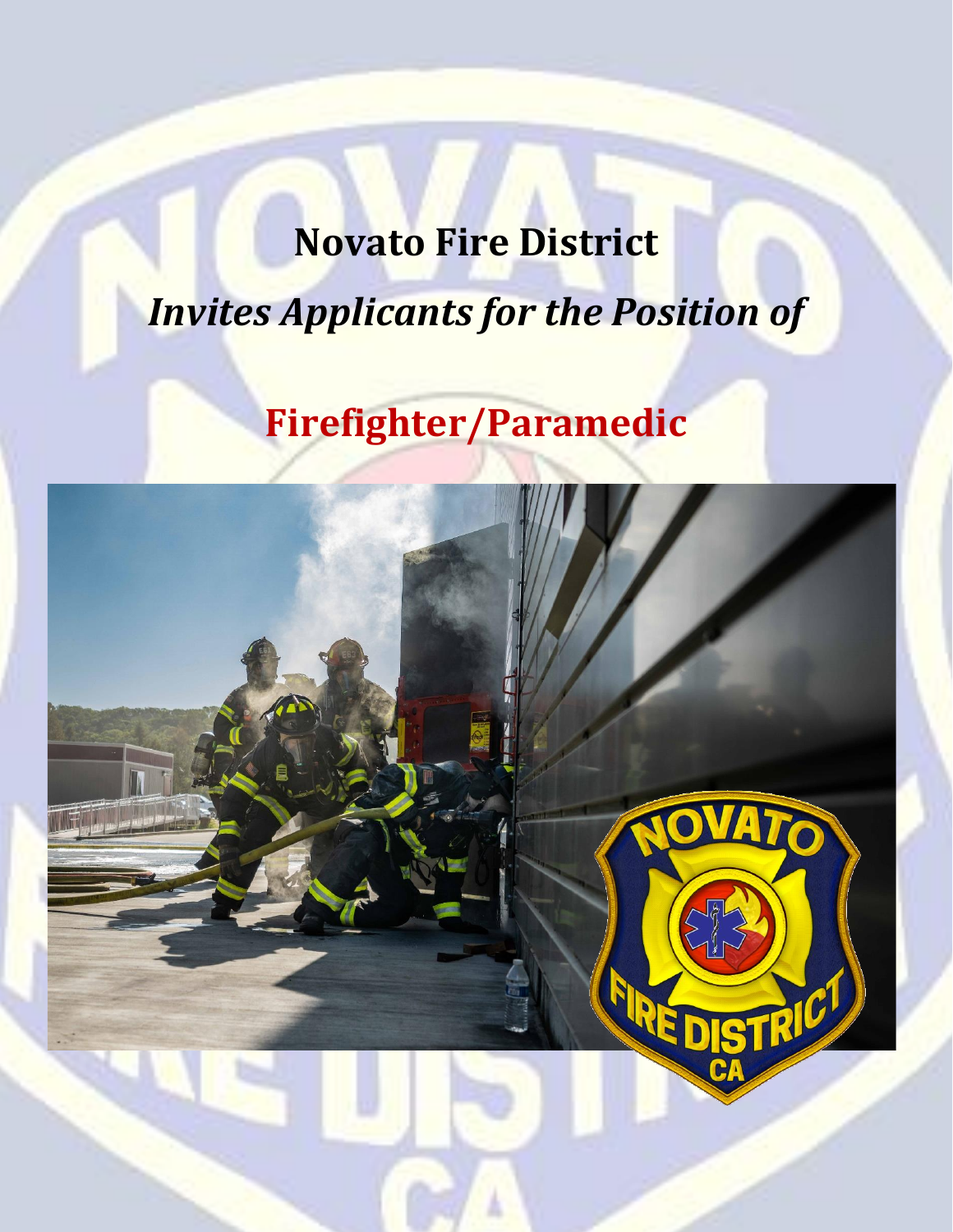# Novato Fire District

## *Invites Applicants for the Position of*

# Firefighter/Paramedic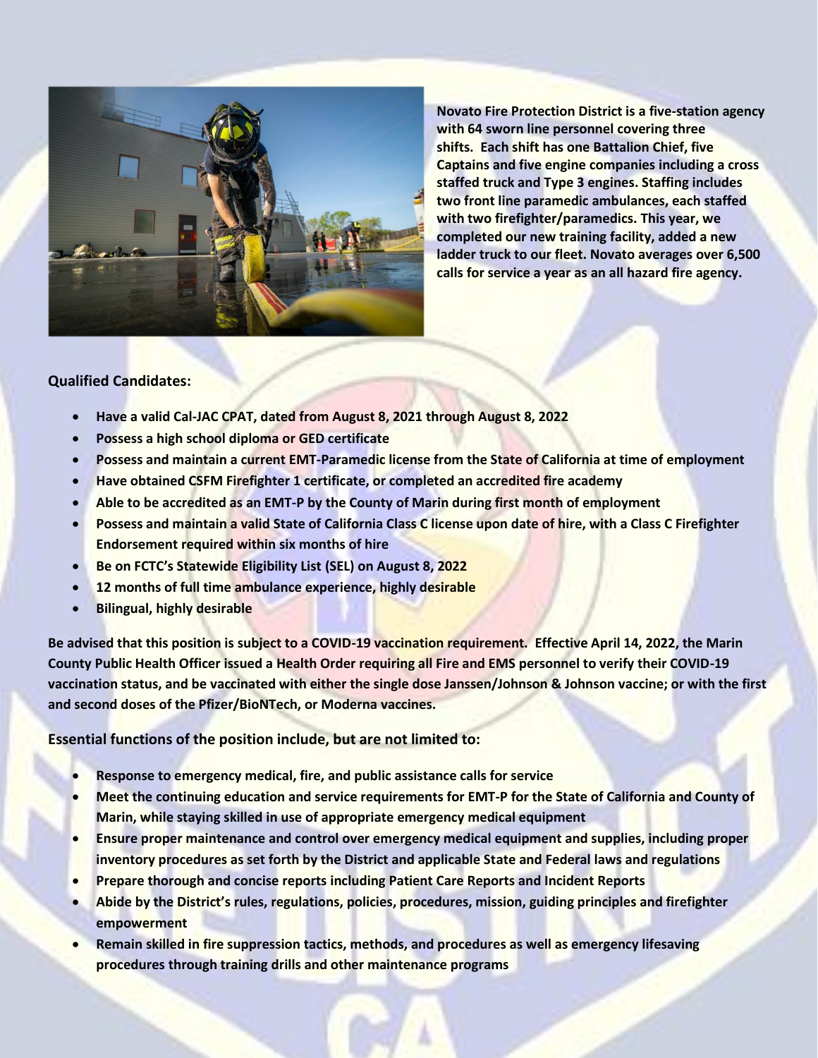**Novato Fire Protection District is a five-station agency with 64 sworn line personnel covering three shifts. Each shift has one Battalion Chief, five Captains and five engine companies including a cross staffed truck and Type 3 engines. Staffing includes two front line paramedic ambulances, each staffed with two firefighter/paramedics. This year, we completed our new training facility, added a new ladder truck to our fleet. Novato averages over 6,500 calls for service a year as an all hazard fire agency.**

### Qualified Candidates:

- **Have a valid Cal-JAC CPAT, dated from August 8, 2021 through August 8, 2022**
- **Possess a high school diploma or GED certificate**
- **Possess and maintain a current EMT-Paramedic license from the State of California at time of employment**
- **Have obtained CSFM Firefighter 1 certificate, or completed an accredited fire academy**
- **Able to be accredited as an EMT-P by the County of Marin during first month of employment**
- **Possess and maintain a valid State of California Class C license upon date of hire, with a Class C Firefighter Endorsement required within six months of hire**
- **Be on FCTC's Statewide Eligibility List (SEL) on August 8, 2022**
- **12 months of full time ambulance experience, highly desirable**
- **Bilingual, highly desirable**

**Be advised that this position is subject to a COVID-19 vaccination requirement. Effective April 14, 2022, the Marin County Public Health Officer issued a Health Order requiring all Fire and EMS personnel to verify their COVID-19 vaccination status, and be vaccinated with either the single dose Janssen/Johnson & Johnson vaccine; or with the first and second doses of the Pfizer/BioNTech, or Moderna vaccines.**

### Essential functions of the position include, but are not limited to:

- **Response to emergency medical, fire, and public assistance calls for service**
- **Meet the continuing education and service requirements for EMT-P for the State of California and County of Marin, while staying skilled in use of appropriate emergency medical equipment**
- **Ensure proper maintenance and control over emergency medical equipment and supplies, including proper inventory procedures as set forth by the District and applicable State and Federal laws and regulations**
- **Prepare thorough and concise reports including Patient Care Reports and Incident Reports**
- **Abide by the District's rules, regulations, policies, procedures, mission, guiding principles and firefighter empowerment**
- **Remain skilled in fire suppression tactics, methods, and procedures as well as emergency lifesaving procedures through training drills and other maintenance programs**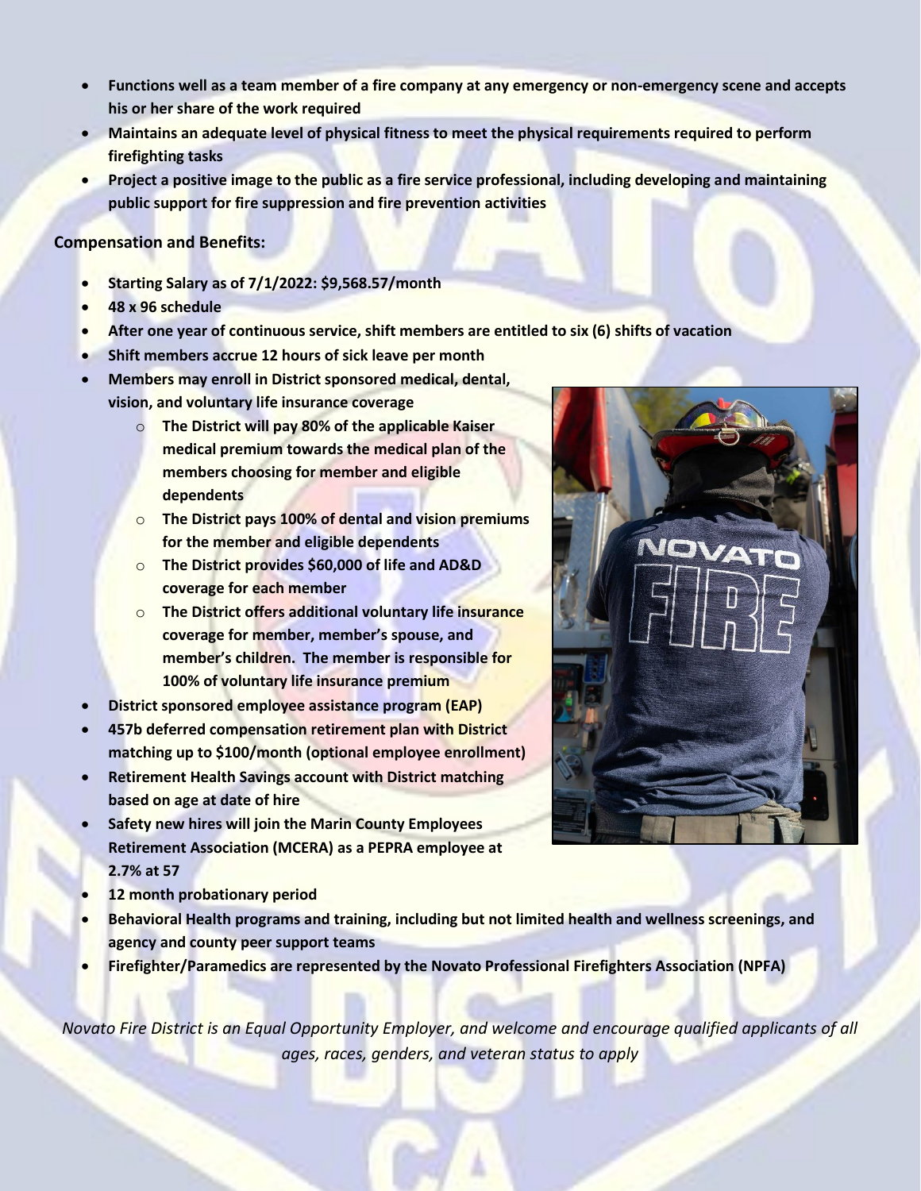- **Functions well as a team member of a fire company at any emergency or non-emergency scene and accepts his or her share of the work required**
- **Maintains an adequate level of physical fitness to meet the physical requirements required to perform firefighting tasks**
- **Project a positive image to the public as a fire service professional, including developing and maintaining public support for fire suppression and fire prevention activities**

**Compensation and Benefits:**

- **Starting Salary as of 7/1/2022: $9,568.57/month**
- **48 x 96 schedule**
- **After one year of continuous service, shift members are entitled to six (6) shifts of vacation**
- **Shift members accrue 12 hours of sick leave per month**
- **Members may enroll in District sponsored medical, dental, vision, and voluntary life insurance coverage**
  - **The District will pay 80% of the applicable Kaiser medical premium towards the medical plan of the members choosing for member and eligible dependents**
  - **The District pays 100% of dental and vision premiums for the member and eligible dependents**
  - **The District provides $60,000 of life and AD&D coverage for each member**
  - **The District offers additional voluntary life insurance coverage for member, member's spouse, and member's children. The member is responsible for 100% of voluntary life insurance premium**
- **District sponsored employee assistance program (EAP)**
- **457b deferred compensation retirement plan with District matching up to $100/month (optional employee enrollment)**
- **Retirement Health Savings account with District matching based on age at date of hire**
- **Safety new hires will join the Marin County Employees Retirement Association (MCERA) as a PEPRA employee at 2.7% at 57**
- **12 month probationary period**
- **Behavioral Health programs and training, including but not limited health and wellness screenings, and agency and county peer support teams**
- **Firefighter/Paramedics are represented by the Novato Professional Firefighters Association (NPFA)**

*Novato Fire District is an Equal Opportunity Employer, and welcome and encourage qualified applicants of all ages, races, genders, and veteran status to apply*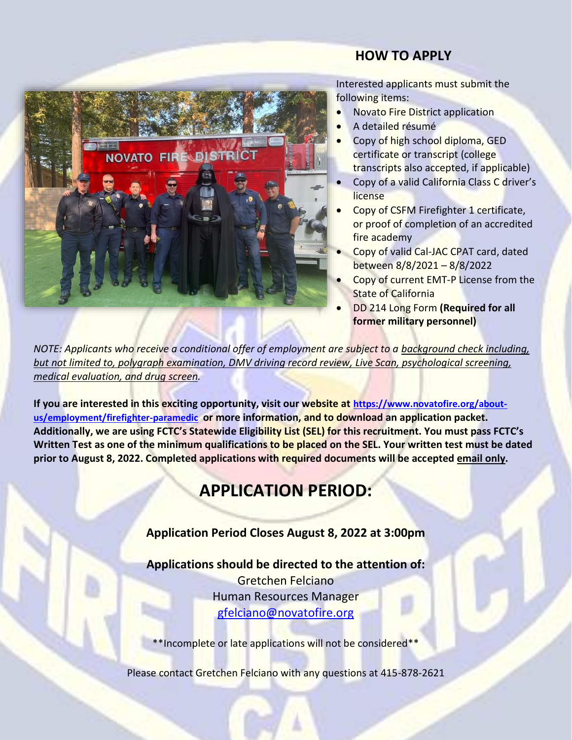## HOW TO APPLY

Interested applicants must submit the following items:

- Novato Fire District application
- A detailed résumé
- Copy of high school diploma, GED certificate or transcript (college transcripts also accepted, if applicable)
- Copy of a valid California Class C driver's license
- Copy of CSFM Firefighter 1 certificate, or proof of completion of an accredited fire academy
- Copy of valid Cal-JAC CPAT card, dated between 8/8/2021 – 8/8/2022
- Copy of current EMT-P License from the State of California
- DD 214 Long Form **(Required for all former military personnel)**

*NOTE: Applicants who receive a conditional offer of employment are subject to a background check including, but not limited to, polygraph examination, DMV driving record review, Live Scan, psychological screening, medical evaluation, and drug screen.*

**If you are interested in this exciting opportunity, visit our website at https://www.novatofire.org/about-us/employment/firefighter-paramedic or more information, and to download an application packet. Additionally, we are using FCTC's Statewide Eligibility List (SEL) for this recruitment. You must pass FCTC's Written Test as one of the minimum qualifications to be placed on the SEL. Your written test must be dated prior to August 8, 2022. Completed applications with required documents will be accepted email only.**

# APPLICATION PERIOD:

**Application Period Closes August 8, 2022 at 3:00pm**

**Applications should be directed to the attention of:**

Gretchen Felciano
Human Resources Manager
gfelciano@novatofire.org

**Incomplete or late applications will not be considered**

Please contact Gretchen Felciano with any questions at 415-878-2621